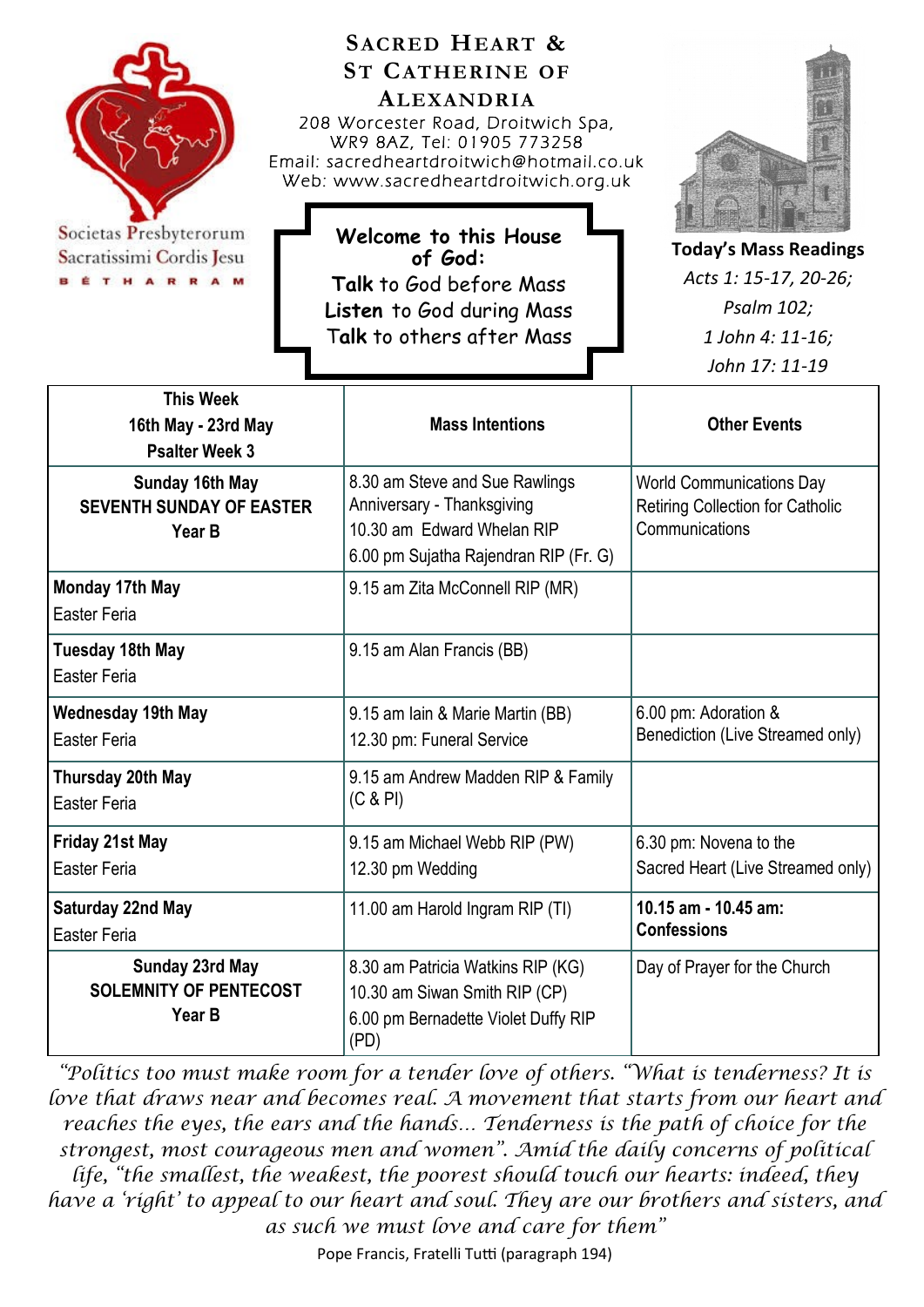Societas Presbyterorum Sacratissimi Cordis Jesu

BÉTHARRAM

# Sacred Heart & St Catherine of Alexandria

208 Worcester Road, Droitwich Spa, WR9 8AZ, Tel: 01905 773258
Email: sacredheartdroitwich@hotmail.co.uk
Web: www.sacredheartdroitwich.org.uk

**Welcome to this House of God:**
**Talk** to God before Mass
**Listen** to God during Mass
Talk to others after Mass

**Today's Mass Readings**
*Acts 1: 15-17, 20-26;*
*Psalm 102;*
*1 John 4: 11-16;*
*John 17: 11-19*

| **This Week 16th May - 23rd May Psalter Week 3** | **Mass Intentions** | **Other Events** |
|---|---|---|
| **Sunday 16th May SEVENTH SUNDAY OF EASTER Year B** | 8.30 am Steve and Sue Rawlings Anniversary - Thanksgiving<br>10.30 am Edward Whelan RIP<br>6.00 pm Sujatha Rajendran RIP (Fr. G) | World Communications Day Retiring Collection for Catholic Communications |
| **Monday 17th May** Easter Feria | 9.15 am Zita McConnell RIP (MR) | |
| **Tuesday 18th May** Easter Feria | 9.15 am Alan Francis (BB) | |
| **Wednesday 19th May** Easter Feria | 9.15 am Iain & Marie Martin (BB)<br>12.30 pm: Funeral Service | 6.00 pm: Adoration & Benediction (Live Streamed only) |
| **Thursday 20th May** Easter Feria | 9.15 am Andrew Madden RIP & Family (C & PI) | |
| **Friday 21st May** Easter Feria | 9.15 am Michael Webb RIP (PW)<br>12.30 pm Wedding | 6.30 pm: Novena to the Sacred Heart (Live Streamed only) |
| **Saturday 22nd May** Easter Feria | 11.00 am Harold Ingram RIP (TI) | **10.15 am - 10.45 am: Confessions** |
| **Sunday 23rd May SOLEMNITY OF PENTECOST Year B** | 8.30 am Patricia Watkins RIP (KG)<br>10.30 am Siwan Smith RIP (CP)<br>6.00 pm Bernadette Violet Duffy RIP (PD) | Day of Prayer for the Church |

*"Politics too must make room for a tender love of others. "What is tenderness? It is love that draws near and becomes real. A movement that starts from our heart and reaches the eyes, the ears and the hands... Tenderness is the path of choice for the strongest, most courageous men and women". Amid the daily concerns of political life, "the smallest, the weakest, the poorest should touch our hearts: indeed, they have a 'right' to appeal to our heart and soul. They are our brothers and sisters, and as such we must love and care for them"*

Pope Francis, Fratelli Tutti (paragraph 194)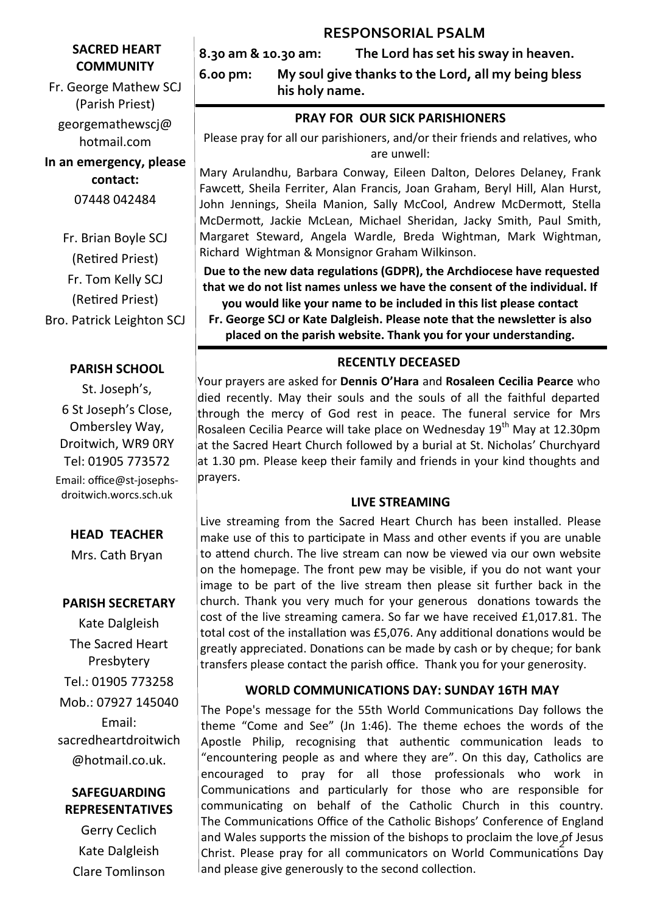**SACRED HEART COMMUNITY**

Fr. George Mathew SCJ (Parish Priest)

georgemathewscj@hotmail.com

**In an emergency, please contact:**

07448 042484

Fr. Brian Boyle SCJ (Retired Priest)

Fr. Tom Kelly SCJ (Retired Priest)

Bro. Patrick Leighton SCJ

**PARISH SCHOOL**

St. Joseph's,
6 St Joseph's Close,
Ombersley Way,
Droitwich, WR9 0RY
Tel: 01905 773572
Email: office@st-josephs-droitwich.worcs.sch.uk

**HEAD TEACHER**

Mrs. Cath Bryan

**PARISH SECRETARY**

Kate Dalgleish
The Sacred Heart Presbytery
Tel.: 01905 773258
Mob.: 07927 145040
Email: sacredheartdroitwich@hotmail.co.uk.

**SAFEGUARDING REPRESENTATIVES**

Gerry Ceclich
Kate Dalgleish
Clare Tomlinson

## RESPONSORIAL PSALM

**8.30 am & 10.30 am:** **The Lord has set his sway in heaven.**

**6.00 pm:** **My soul give thanks to the Lord, all my being bless his holy name.**

### PRAY FOR OUR SICK PARISHIONERS

Please pray for all our parishioners, and/or their friends and relatives, who are unwell:

Mary Arulandhu, Barbara Conway, Eileen Dalton, Delores Delaney, Frank Fawcett, Sheila Ferriter, Alan Francis, Joan Graham, Beryl Hill, Alan Hurst, John Jennings, Sheila Manion, Sally McCool, Andrew McDermott, Stella McDermott, Jackie McLean, Michael Sheridan, Jacky Smith, Paul Smith, Margaret Steward, Angela Wardle, Breda Wightman, Mark Wightman, Richard Wightman & Monsignor Graham Wilkinson.

**Due to the new data regulations (GDPR), the Archdiocese have requested that we do not list names unless we have the consent of the individual. If you would like your name to be included in this list please contact Fr. George SCJ or Kate Dalgleish. Please note that the newsletter is also placed on the parish website. Thank you for your understanding.**

### RECENTLY DECEASED

Your prayers are asked for **Dennis O'Hara** and **Rosaleen Cecilia Pearce** who died recently. May their souls and the souls of all the faithful departed through the mercy of God rest in peace. The funeral service for Mrs Rosaleen Cecilia Pearce will take place on Wednesday 19th May at 12.30pm at the Sacred Heart Church followed by a burial at St. Nicholas' Churchyard at 1.30 pm. Please keep their family and friends in your kind thoughts and prayers.

### LIVE STREAMING

Live streaming from the Sacred Heart Church has been installed. Please make use of this to participate in Mass and other events if you are unable to attend church. The live stream can now be viewed via our own website on the homepage. The front pew may be visible, if you do not want your image to be part of the live stream then please sit further back in the church. Thank you very much for your generous donations towards the cost of the live streaming camera. So far we have received £1,017.81. The total cost of the installation was £5,076. Any additional donations would be greatly appreciated. Donations can be made by cash or by cheque; for bank transfers please contact the parish office. Thank you for your generosity.

### WORLD COMMUNICATIONS DAY: SUNDAY 16TH MAY

The Pope's message for the 55th World Communications Day follows the theme "Come and See" (Jn 1:46). The theme echoes the words of the Apostle Philip, recognising that authentic communication leads to "encountering people as and where they are". On this day, Catholics are encouraged to pray for all those professionals who work in Communications and particularly for those who are responsible for communicating on behalf of the Catholic Church in this country. The Communications Office of the Catholic Bishops' Conference of England and Wales supports the mission of the bishops to proclaim the love of Jesus Christ. Please pray for all communicators on World Communications Day and please give generously to the second collection.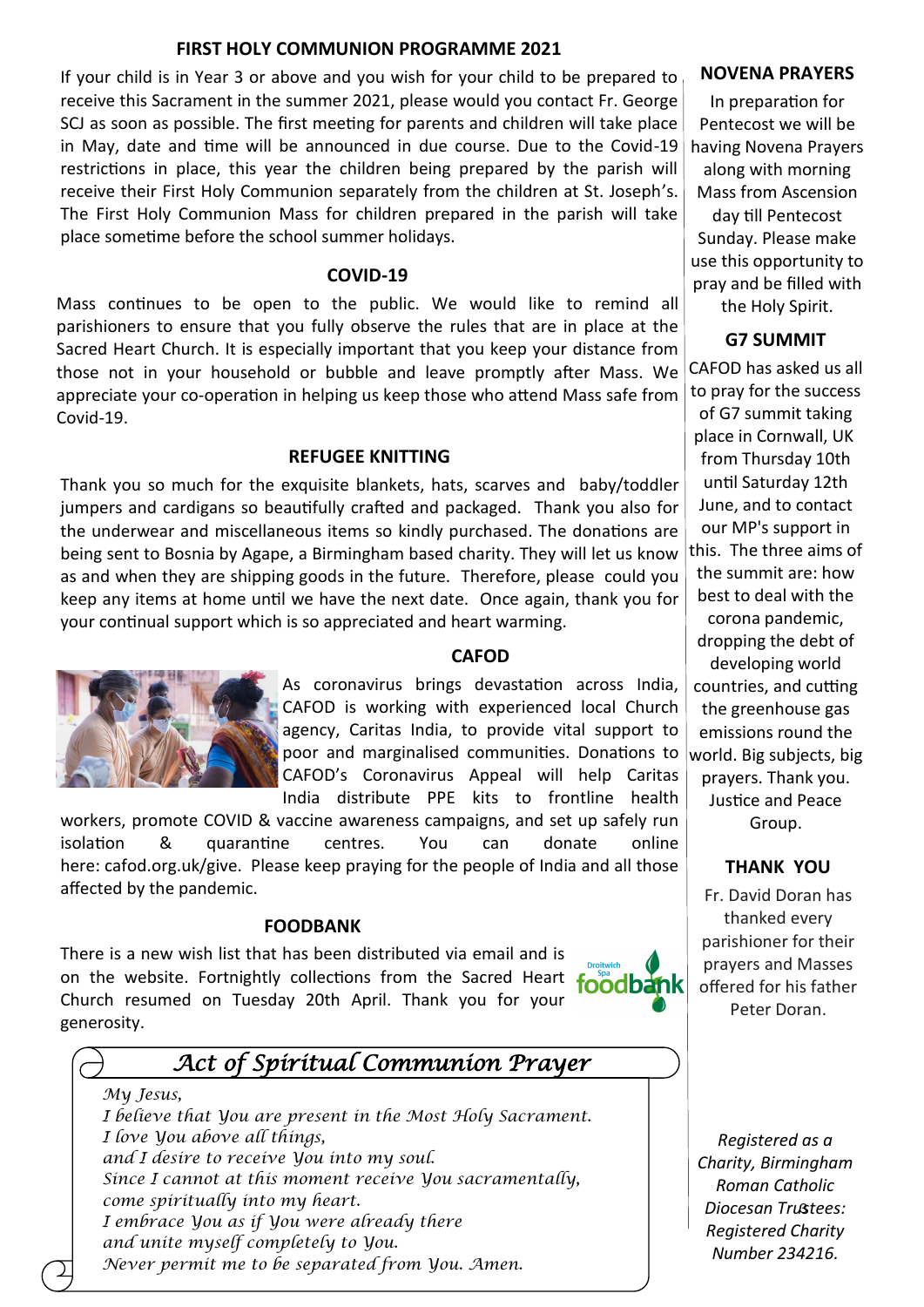## FIRST HOLY COMMUNION PROGRAMME 2021

If your child is in Year 3 or above and you wish for your child to be prepared to receive this Sacrament in the summer 2021, please would you contact Fr. George SCJ as soon as possible. The first meeting for parents and children will take place in May, date and time will be announced in due course. Due to the Covid-19 restrictions in place, this year the children being prepared by the parish will receive their First Holy Communion separately from the children at St. Joseph's. The First Holy Communion Mass for children prepared in the parish will take place sometime before the school summer holidays.

## COVID-19

Mass continues to be open to the public. We would like to remind all parishioners to ensure that you fully observe the rules that are in place at the Sacred Heart Church. It is especially important that you keep your distance from those not in your household or bubble and leave promptly after Mass. We appreciate your co-operation in helping us keep those who attend Mass safe from Covid-19.

## REFUGEE KNITTING

Thank you so much for the exquisite blankets, hats, scarves and baby/toddler jumpers and cardigans so beautifully crafted and packaged. Thank you also for the underwear and miscellaneous items so kindly purchased. The donations are being sent to Bosnia by Agape, a Birmingham based charity. They will let us know as and when they are shipping goods in the future. Therefore, please could you keep any items at home until we have the next date. Once again, thank you for your continual support which is so appreciated and heart warming.

## CAFOD

As coronavirus brings devastation across India, CAFOD is working with experienced local Church agency, Caritas India, to provide vital support to poor and marginalised communities. Donations to CAFOD's Coronavirus Appeal will help Caritas India distribute PPE kits to frontline health workers, promote COVID & vaccine awareness campaigns, and set up safely run isolation & quarantine centres. You can donate online here: cafod.org.uk/give. Please keep praying for the people of India and all those affected by the pandemic.

## FOODBANK

There is a new wish list that has been distributed via email and is on the website. Fortnightly collections from the Sacred Heart Church resumed on Tuesday 20th April. Thank you for your generosity.

## *Act of Spiritual Communion Prayer*

*My Jesus,*
*I believe that You are present in the Most Holy Sacrament.*
*I love You above all things,*
*and I desire to receive You into my soul.*
*Since I cannot at this moment receive You sacramentally,*
*come spiritually into my heart.*
*I embrace You as if You were already there*
*and unite myself completely to You.*
*Never permit me to be separated from You. Amen.*

## NOVENA PRAYERS

In preparation for Pentecost we will be having Novena Prayers along with morning Mass from Ascension day till Pentecost Sunday. Please make use this opportunity to pray and be filled with the Holy Spirit.

## G7 SUMMIT

CAFOD has asked us all to pray for the success of G7 summit taking place in Cornwall, UK from Thursday 10th until Saturday 12th June, and to contact our MP's support in this. The three aims of the summit are: how best to deal with the corona pandemic, dropping the debt of developing world countries, and cutting the greenhouse gas emissions round the world. Big subjects, big prayers. Thank you. Justice and Peace Group.

## THANK YOU

Fr. David Doran has thanked every parishioner for their prayers and Masses offered for his father Peter Doran.

*Registered as a Charity, Birmingham Roman Catholic Diocesan Trustees: Registered Charity Number 234216.*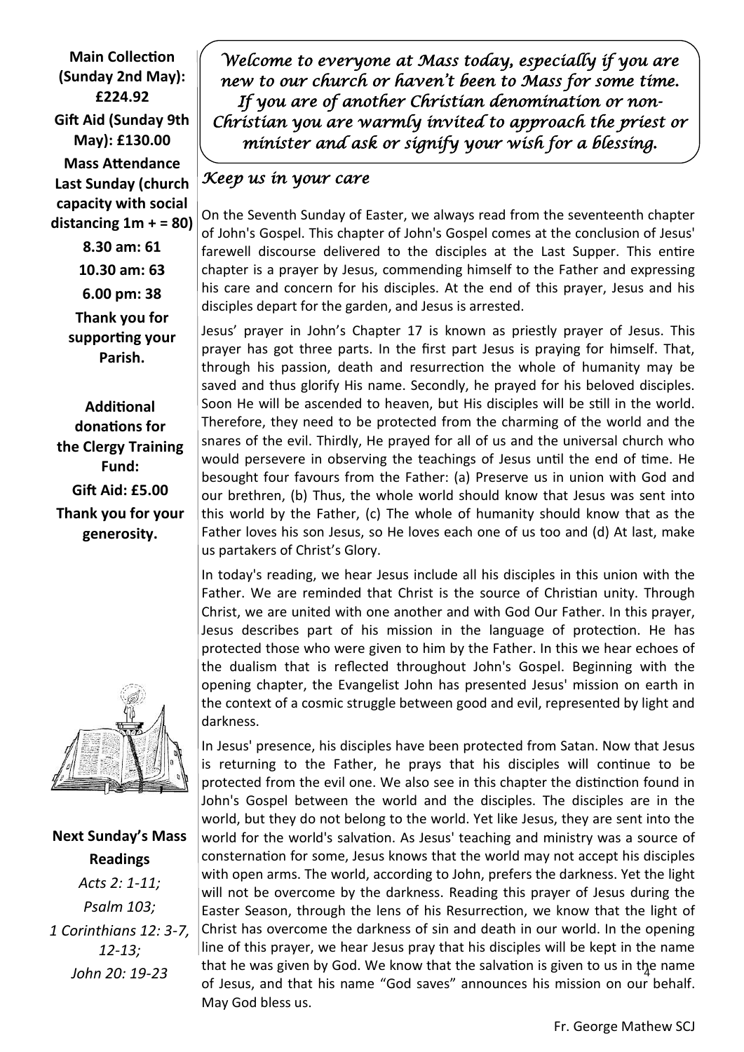**Main Collection (Sunday 2nd May): £224.92**

**Gift Aid (Sunday 9th May): £130.00**

**Mass Attendance Last Sunday (church capacity with social distancing 1m + = 80)**

**8.30 am: 61**

**10.30 am: 63**

**6.00 pm: 38**

**Thank you for supporting your Parish.**

**Additional donations for the Clergy Training Fund:**

**Gift Aid: £5.00**

**Thank you for your generosity.**

**Next Sunday's Mass Readings**

*Acts 2: 1-11;*

*Psalm 103;*

*1 Corinthians 12: 3-7, 12-13;*

*John 20: 19-23*

*Welcome to everyone at Mass today, especially if you are new to our church or haven't been to Mass for some time. If you are of another Christian denomination or non-Christian you are warmly invited to approach the priest or minister and ask or signify your wish for a blessing.*

## *Keep us in your care*

On the Seventh Sunday of Easter, we always read from the seventeenth chapter of John's Gospel. This chapter of John's Gospel comes at the conclusion of Jesus' farewell discourse delivered to the disciples at the Last Supper. This entire chapter is a prayer by Jesus, commending himself to the Father and expressing his care and concern for his disciples. At the end of this prayer, Jesus and his disciples depart for the garden, and Jesus is arrested.

Jesus' prayer in John's Chapter 17 is known as priestly prayer of Jesus. This prayer has got three parts. In the first part Jesus is praying for himself. That, through his passion, death and resurrection the whole of humanity may be saved and thus glorify His name. Secondly, he prayed for his beloved disciples. Soon He will be ascended to heaven, but His disciples will be still in the world. Therefore, they need to be protected from the charming of the world and the snares of the evil. Thirdly, He prayed for all of us and the universal church who would persevere in observing the teachings of Jesus until the end of time. He besought four favours from the Father: (a) Preserve us in union with God and our brethren, (b) Thus, the whole world should know that Jesus was sent into this world by the Father, (c) The whole of humanity should know that as the Father loves his son Jesus, so He loves each one of us too and (d) At last, make us partakers of Christ's Glory.

In today's reading, we hear Jesus include all his disciples in this union with the Father. We are reminded that Christ is the source of Christian unity. Through Christ, we are united with one another and with God Our Father. In this prayer, Jesus describes part of his mission in the language of protection. He has protected those who were given to him by the Father. In this we hear echoes of the dualism that is reflected throughout John's Gospel. Beginning with the opening chapter, the Evangelist John has presented Jesus' mission on earth in the context of a cosmic struggle between good and evil, represented by light and darkness.

In Jesus' presence, his disciples have been protected from Satan. Now that Jesus is returning to the Father, he prays that his disciples will continue to be protected from the evil one. We also see in this chapter the distinction found in John's Gospel between the world and the disciples. The disciples are in the world, but they do not belong to the world. Yet like Jesus, they are sent into the world for the world's salvation. As Jesus' teaching and ministry was a source of consternation for some, Jesus knows that the world may not accept his disciples with open arms. The world, according to John, prefers the darkness. Yet the light will not be overcome by the darkness. Reading this prayer of Jesus during the Easter Season, through the lens of his Resurrection, we know that the light of Christ has overcome the darkness of sin and death in our world. In the opening line of this prayer, we hear Jesus pray that his disciples will be kept in the name that he was given by God. We know that the salvation is given to us in the name of Jesus, and that his name "God saves" announces his mission on our behalf. May God bless us.

Fr. George Mathew SCJ